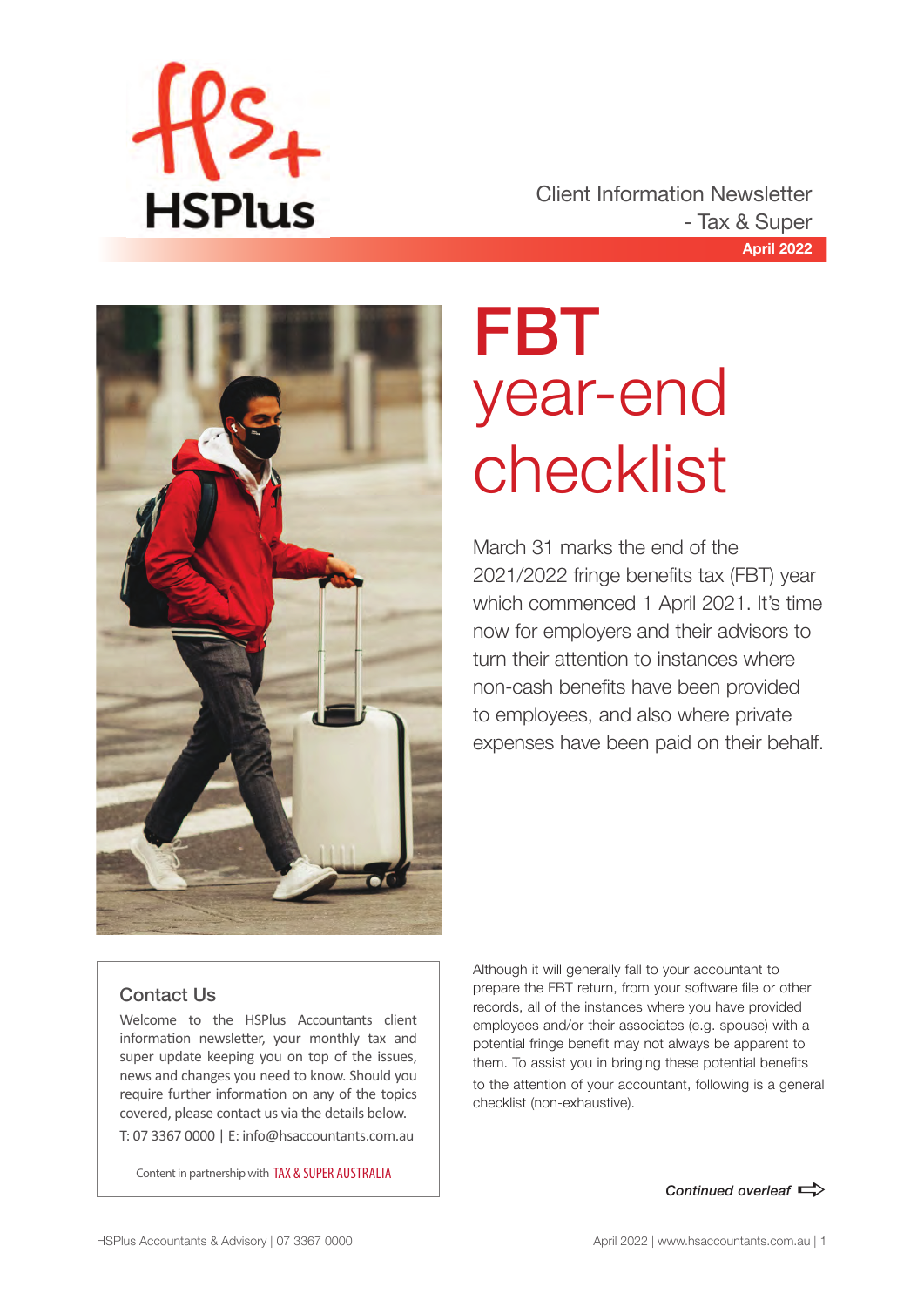HSPlus

Client Information Newsletter - Tax & Super

**April 2022**

# FBT year-end checklist

March 31 marks the end of the 2021/2022 fringe benefits tax (FBT) year which commenced 1 April 2021. It's time now for employers and their advisors to turn their attention to instances where non-cash benefits have been provided to employees, and also where private expenses have been paid on their behalf.

Although it will generally fall to your accountant to prepare the FBT return, from your software file or other records, all of the instances where you have provided employees and/or their associates (e.g. spouse) with a potential fringe benefit may not always be apparent to them. To assist you in bringing these potential benefits to the attention of your accountant, following is a general checklist (non-exhaustive).

*Continued overleaf*

## Contact Us

Welcome to the HSPlus Accountants client information newsletter, your monthly tax and super update keeping you on top of the issues, news and changes you need to know. Should you require further information on any of the topics covered, please contact us via the details below.

T: 07 3367 0000 | E: info@hsaccountants.com.au

Content in partnership with TAX & SUPER AUSTRALIA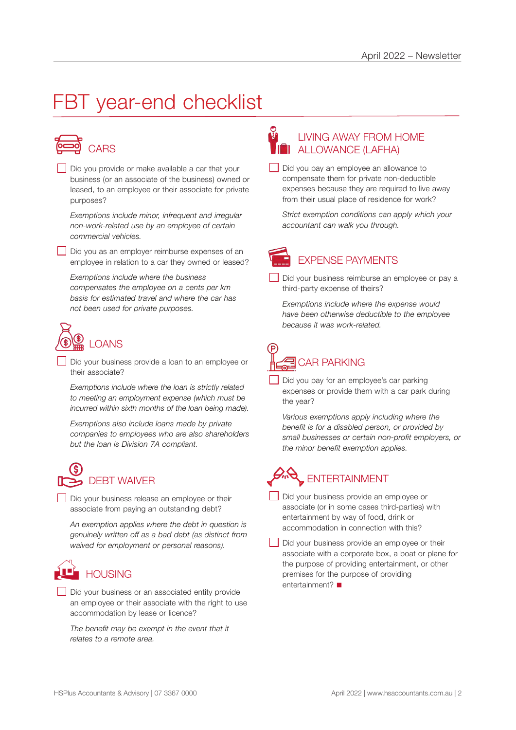# FBT year-end checklist

## CARS

- [ ] Did you provide or make available a car that your business (or an associate of the business) owned or leased, to an employee or their associate for private purposes?

  *Exemptions include minor, infrequent and irregular non-work-related use by an employee of certain commercial vehicles.*

- [ ] Did you as an employer reimburse expenses of an employee in relation to a car they owned or leased?

  *Exemptions include where the business compensates the employee on a cents per km basis for estimated travel and where the car has not been used for private purposes.*

## LOANS

- [ ] Did your business provide a loan to an employee or their associate?

  *Exemptions include where the loan is strictly related to meeting an employment expense (which must be incurred within sixth months of the loan being made).*

  *Exemptions also include loans made by private companies to employees who are also shareholders but the loan is Division 7A compliant.*

## DEBT WAIVER

- [ ] Did your business release an employee or their associate from paying an outstanding debt?

  *An exemption applies where the debt in question is genuinely written off as a bad debt (as distinct from waived for employment or personal reasons).*

## HOUSING

- [ ] Did your business or an associated entity provide an employee or their associate with the right to use accommodation by lease or licence?

  *The benefit may be exempt in the event that it relates to a remote area.*

## LIVING AWAY FROM HOME ALLOWANCE (LAFHA)

- [ ] Did you pay an employee an allowance to compensate them for private non-deductible expenses because they are required to live away from their usual place of residence for work?

  *Strict exemption conditions can apply which your accountant can walk you through.*

## EXPENSE PAYMENTS

- [ ] Did your business reimburse an employee or pay a third-party expense of theirs?

  *Exemptions include where the expense would have been otherwise deductible to the employee because it was work-related.*

## CAR PARKING

- [ ] Did you pay for an employee's car parking expenses or provide them with a car park during the year?

  *Various exemptions apply including where the benefit is for a disabled person, or provided by small businesses or certain non-profit employers, or the minor benefit exemption applies.*

## ENTERTAINMENT

- [ ] Did your business provide an employee or associate (or in some cases third-parties) with entertainment by way of food, drink or accommodation in connection with this?

- [ ] Did your business provide an employee or their associate with a corporate box, a boat or plane for the purpose of providing entertainment, or other premises for the purpose of providing entertainment? ■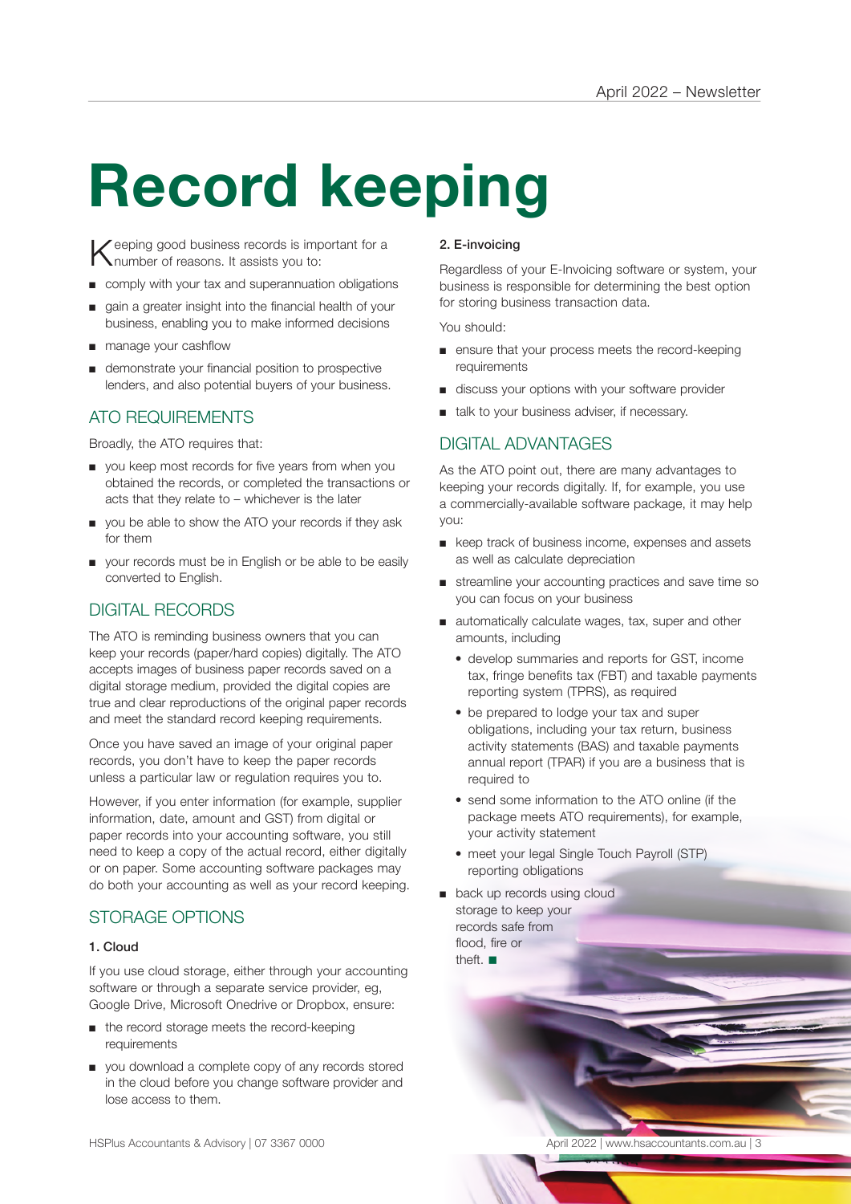# Record keeping

Keeping good business records is important for a number of reasons. It assists you to:

- comply with your tax and superannuation obligations
- gain a greater insight into the financial health of your business, enabling you to make informed decisions
- manage your cashflow
- demonstrate your financial position to prospective lenders, and also potential buyers of your business.

## ATO REQUIREMENTS

Broadly, the ATO requires that:

- you keep most records for five years from when you obtained the records, or completed the transactions or acts that they relate to – whichever is the later
- you be able to show the ATO your records if they ask for them
- your records must be in English or be able to be easily converted to English.

## DIGITAL RECORDS

The ATO is reminding business owners that you can keep your records (paper/hard copies) digitally. The ATO accepts images of business paper records saved on a digital storage medium, provided the digital copies are true and clear reproductions of the original paper records and meet the standard record keeping requirements.

Once you have saved an image of your original paper records, you don't have to keep the paper records unless a particular law or regulation requires you to.

However, if you enter information (for example, supplier information, date, amount and GST) from digital or paper records into your accounting software, you still need to keep a copy of the actual record, either digitally or on paper. Some accounting software packages may do both your accounting as well as your record keeping.

## STORAGE OPTIONS

### 1. Cloud

If you use cloud storage, either through your accounting software or through a separate service provider, eg, Google Drive, Microsoft Onedrive or Dropbox, ensure:

- the record storage meets the record-keeping requirements
- you download a complete copy of any records stored in the cloud before you change software provider and lose access to them.

### 2. E-invoicing

Regardless of your E-Invoicing software or system, your business is responsible for determining the best option for storing business transaction data.

You should:

- ensure that your process meets the record-keeping requirements
- discuss your options with your software provider
- talk to your business adviser, if necessary.

## DIGITAL ADVANTAGES

As the ATO point out, there are many advantages to keeping your records digitally. If, for example, you use a commercially-available software package, it may help you:

- keep track of business income, expenses and assets as well as calculate depreciation
- streamline your accounting practices and save time so you can focus on your business
- automatically calculate wages, tax, super and other amounts, including
  - develop summaries and reports for GST, income tax, fringe benefits tax (FBT) and taxable payments reporting system (TPRS), as required
  - be prepared to lodge your tax and super obligations, including your tax return, business activity statements (BAS) and taxable payments annual report (TPAR) if you are a business that is required to
  - send some information to the ATO online (if the package meets ATO requirements), for example, your activity statement
  - meet your legal Single Touch Payroll (STP) reporting obligations
- back up records using cloud storage to keep your records safe from flood, fire or theft. ■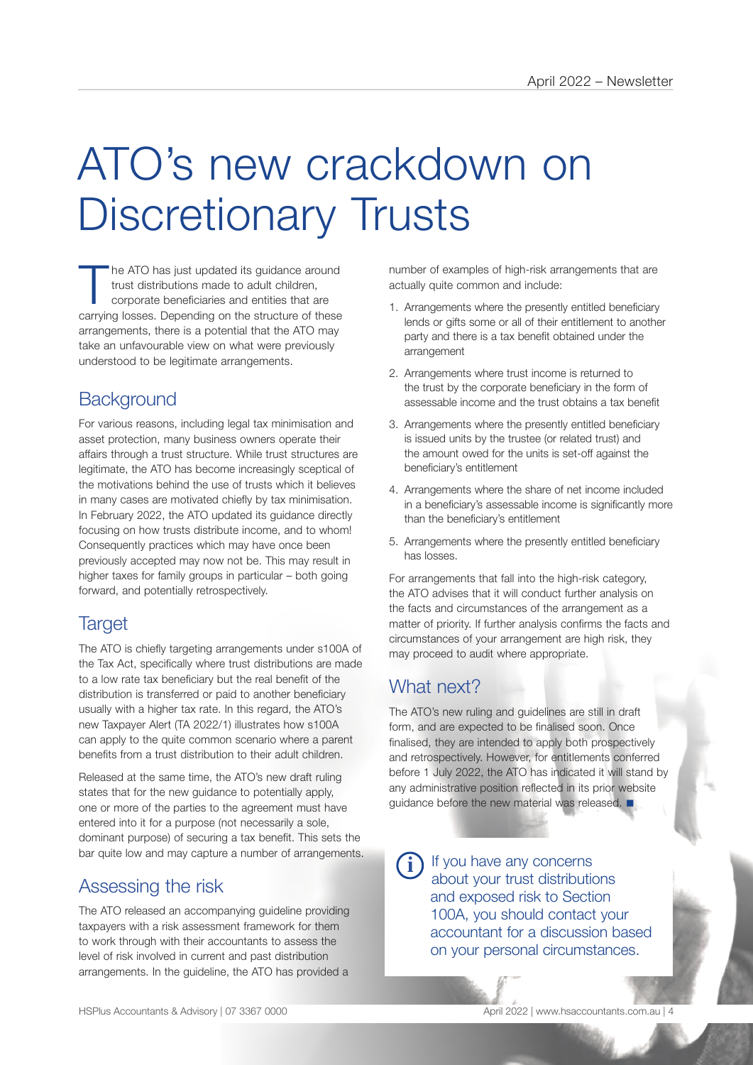# ATO's new crackdown on Discretionary Trusts

The ATO has just updated its guidance around trust distributions made to adult children, corporate beneficiaries and entities that are carrying losses. Depending on the structure of these arrangements, there is a potential that the ATO may take an unfavourable view on what were previously understood to be legitimate arrangements.

## Background

For various reasons, including legal tax minimisation and asset protection, many business owners operate their affairs through a trust structure. While trust structures are legitimate, the ATO has become increasingly sceptical of the motivations behind the use of trusts which it believes in many cases are motivated chiefly by tax minimisation. In February 2022, the ATO updated its guidance directly focusing on how trusts distribute income, and to whom! Consequently practices which may have once been previously accepted may now not be. This may result in higher taxes for family groups in particular – both going forward, and potentially retrospectively.

## Target

The ATO is chiefly targeting arrangements under s100A of the Tax Act, specifically where trust distributions are made to a low rate tax beneficiary but the real benefit of the distribution is transferred or paid to another beneficiary usually with a higher tax rate. In this regard, the ATO's new Taxpayer Alert (TA 2022/1) illustrates how s100A can apply to the quite common scenario where a parent benefits from a trust distribution to their adult children.

Released at the same time, the ATO's new draft ruling states that for the new guidance to potentially apply, one or more of the parties to the agreement must have entered into it for a purpose (not necessarily a sole, dominant purpose) of securing a tax benefit. This sets the bar quite low and may capture a number of arrangements.

## Assessing the risk

The ATO released an accompanying guideline providing taxpayers with a risk assessment framework for them to work through with their accountants to assess the level of risk involved in current and past distribution arrangements. In the guideline, the ATO has provided a number of examples of high-risk arrangements that are actually quite common and include:

1. Arrangements where the presently entitled beneficiary lends or gifts some or all of their entitlement to another party and there is a tax benefit obtained under the arrangement
2. Arrangements where trust income is returned to the trust by the corporate beneficiary in the form of assessable income and the trust obtains a tax benefit
3. Arrangements where the presently entitled beneficiary is issued units by the trustee (or related trust) and the amount owed for the units is set-off against the beneficiary's entitlement
4. Arrangements where the share of net income included in a beneficiary's assessable income is significantly more than the beneficiary's entitlement
5. Arrangements where the presently entitled beneficiary has losses.

For arrangements that fall into the high-risk category, the ATO advises that it will conduct further analysis on the facts and circumstances of the arrangement as a matter of priority. If further analysis confirms the facts and circumstances of your arrangement are high risk, they may proceed to audit where appropriate.

## What next?

The ATO's new ruling and guidelines are still in draft form, and are expected to be finalised soon. Once finalised, they are intended to apply both prospectively and retrospectively. However, for entitlements conferred before 1 July 2022, the ATO has indicated it will stand by any administrative position reflected in its prior website guidance before the new material was released. ■

If you have any concerns about your trust distributions and exposed risk to Section 100A, you should contact your accountant for a discussion based on your personal circumstances.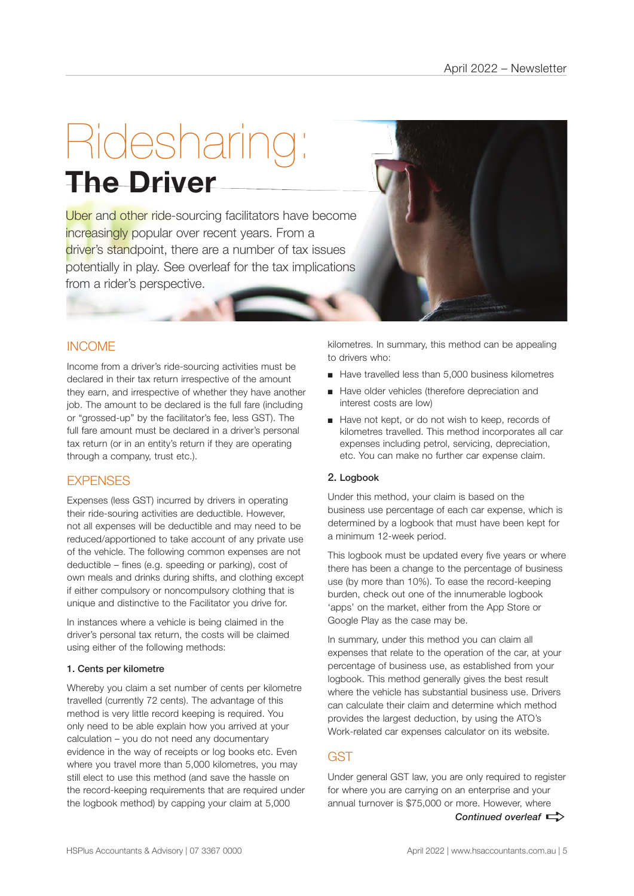# Ridesharing:

## The Driver

Uber and other ride-sourcing facilitators have become increasingly popular over recent years. From a driver's standpoint, there are a number of tax issues potentially in play. See overleaf for the tax implications from a rider's perspective.

## INCOME

Income from a driver's ride-sourcing activities must be declared in their tax return irrespective of the amount they earn, and irrespective of whether they have another job. The amount to be declared is the full fare (including or "grossed-up" by the facilitator's fee, less GST). The full fare amount must be declared in a driver's personal tax return (or in an entity's return if they are operating through a company, trust etc.).

## EXPENSES

Expenses (less GST) incurred by drivers in operating their ride-souring activities are deductible. However, not all expenses will be deductible and may need to be reduced/apportioned to take account of any private use of the vehicle. The following common expenses are not deductible – fines (e.g. speeding or parking), cost of own meals and drinks during shifts, and clothing except if either compulsory or noncompulsory clothing that is unique and distinctive to the Facilitator you drive for.

In instances where a vehicle is being claimed in the driver's personal tax return, the costs will be claimed using either of the following methods:

### 1. Cents per kilometre

Whereby you claim a set number of cents per kilometre travelled (currently 72 cents). The advantage of this method is very little record keeping is required. You only need to be able explain how you arrived at your calculation – you do not need any documentary evidence in the way of receipts or log books etc. Even where you travel more than 5,000 kilometres, you may still elect to use this method (and save the hassle on the record-keeping requirements that are required under the logbook method) by capping your claim at 5,000 kilometres. In summary, this method can be appealing to drivers who:

- Have travelled less than 5,000 business kilometres
- Have older vehicles (therefore depreciation and interest costs are low)
- Have not kept, or do not wish to keep, records of kilometres travelled. This method incorporates all car expenses including petrol, servicing, depreciation, etc. You can make no further car expense claim.

### 2. Logbook

Under this method, your claim is based on the business use percentage of each car expense, which is determined by a logbook that must have been kept for a minimum 12-week period.

This logbook must be updated every five years or where there has been a change to the percentage of business use (by more than 10%). To ease the record-keeping burden, check out one of the innumerable logbook 'apps' on the market, either from the App Store or Google Play as the case may be.

In summary, under this method you can claim all expenses that relate to the operation of the car, at your percentage of business use, as established from your logbook. This method generally gives the best result where the vehicle has substantial business use. Drivers can calculate their claim and determine which method provides the largest deduction, by using the ATO's Work-related car expenses calculator on its website.

## GST

Under general GST law, you are only required to register for where you are carrying on an enterprise and your annual turnover is $75,000 or more. However, where

***Continued overleaf***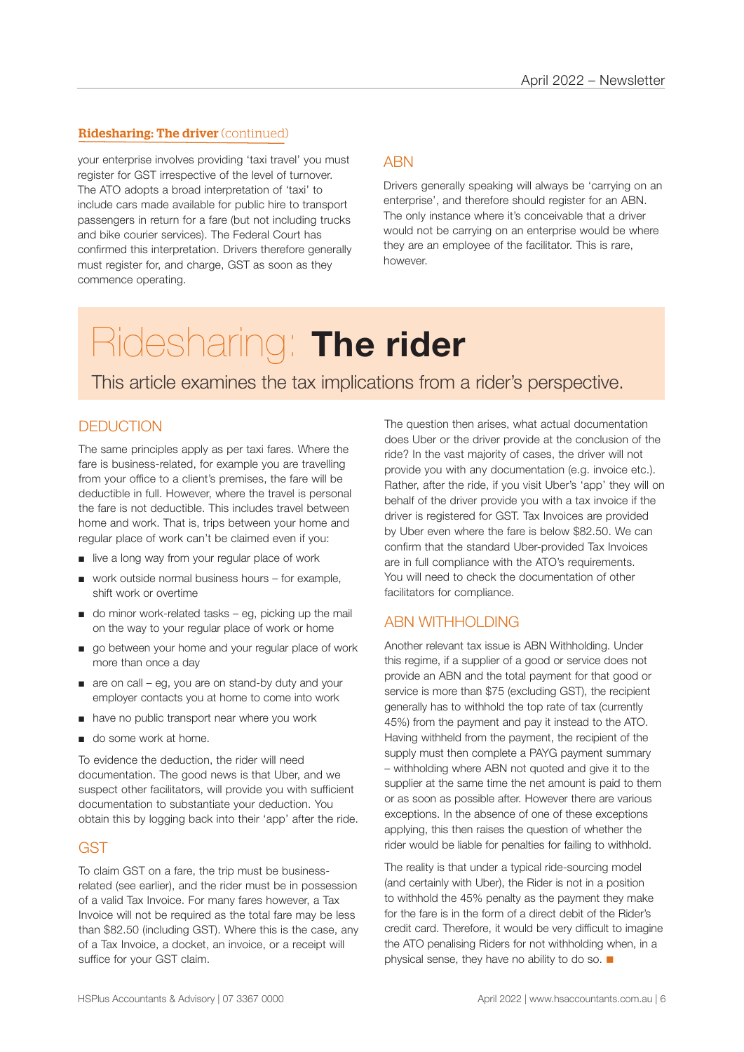**Ridesharing: The driver** (continued)

your enterprise involves providing 'taxi travel' you must register for GST irrespective of the level of turnover. The ATO adopts a broad interpretation of 'taxi' to include cars made available for public hire to transport passengers in return for a fare (but not including trucks and bike courier services). The Federal Court has confirmed this interpretation. Drivers therefore generally must register for, and charge, GST as soon as they commence operating.

### ABN

Drivers generally speaking will always be 'carrying on an enterprise', and therefore should register for an ABN. The only instance where it's conceivable that a driver would not be carrying on an enterprise would be where they are an employee of the facilitator. This is rare, however.

# Ridesharing: **The rider**

This article examines the tax implications from a rider's perspective.

### DEDUCTION

The same principles apply as per taxi fares. Where the fare is business-related, for example you are travelling from your office to a client's premises, the fare will be deductible in full. However, where the travel is personal the fare is not deductible. This includes travel between home and work. That is, trips between your home and regular place of work can't be claimed even if you:

- live a long way from your regular place of work
- work outside normal business hours – for example, shift work or overtime
- do minor work-related tasks – eg, picking up the mail on the way to your regular place of work or home
- go between your home and your regular place of work more than once a day
- are on call – eg, you are on stand-by duty and your employer contacts you at home to come into work
- have no public transport near where you work
- do some work at home.

To evidence the deduction, the rider will need documentation. The good news is that Uber, and we suspect other facilitators, will provide you with sufficient documentation to substantiate your deduction. You obtain this by logging back into their 'app' after the ride.

### GST

To claim GST on a fare, the trip must be business-related (see earlier), and the rider must be in possession of a valid Tax Invoice. For many fares however, a Tax Invoice will not be required as the total fare may be less than $82.50 (including GST). Where this is the case, any of a Tax Invoice, a docket, an invoice, or a receipt will suffice for your GST claim.

The question then arises, what actual documentation does Uber or the driver provide at the conclusion of the ride? In the vast majority of cases, the driver will not provide you with any documentation (e.g. invoice etc.). Rather, after the ride, if you visit Uber's 'app' they will on behalf of the driver provide you with a tax invoice if the driver is registered for GST. Tax Invoices are provided by Uber even where the fare is below $82.50. We can confirm that the standard Uber-provided Tax Invoices are in full compliance with the ATO's requirements. You will need to check the documentation of other facilitators for compliance.

### ABN WITHHOLDING

Another relevant tax issue is ABN Withholding. Under this regime, if a supplier of a good or service does not provide an ABN and the total payment for that good or service is more than $75 (excluding GST), the recipient generally has to withhold the top rate of tax (currently 45%) from the payment and pay it instead to the ATO. Having withheld from the payment, the recipient of the supply must then complete a PAYG payment summary – withholding where ABN not quoted and give it to the supplier at the same time the net amount is paid to them or as soon as possible after. However there are various exceptions. In the absence of one of these exceptions applying, this then raises the question of whether the rider would be liable for penalties for failing to withhold.

The reality is that under a typical ride-sourcing model (and certainly with Uber), the Rider is not in a position to withhold the 45% penalty as the payment they make for the fare is in the form of a direct debit of the Rider's credit card. Therefore, it would be very difficult to imagine the ATO penalising Riders for not withholding when, in a physical sense, they have no ability to do so. ■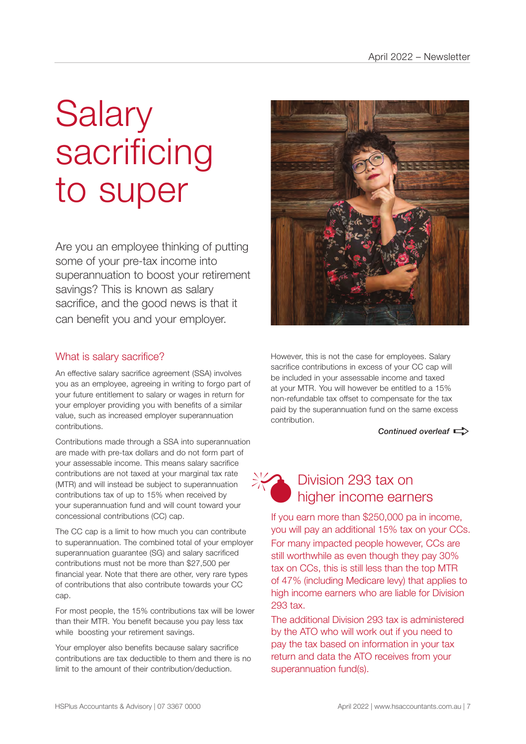# Salary sacrificing to super

Are you an employee thinking of putting some of your pre-tax income into superannuation to boost your retirement savings? This is known as salary sacrifice, and the good news is that it can benefit you and your employer.

## What is salary sacrifice?

An effective salary sacrifice agreement (SSA) involves you as an employee, agreeing in writing to forgo part of your future entitlement to salary or wages in return for your employer providing you with benefits of a similar value, such as increased employer superannuation contributions.

Contributions made through a SSA into superannuation are made with pre-tax dollars and do not form part of your assessable income. This means salary sacrifice contributions are not taxed at your marginal tax rate (MTR) and will instead be subject to superannuation contributions tax of up to 15% when received by your superannuation fund and will count toward your concessional contributions (CC) cap.

The CC cap is a limit to how much you can contribute to superannuation. The combined total of your employer superannuation guarantee (SG) and salary sacrificed contributions must not be more than $27,500 per financial year. Note that there are other, very rare types of contributions that also contribute towards your CC cap.

For most people, the 15% contributions tax will be lower than their MTR. You benefit because you pay less tax while boosting your retirement savings.

Your employer also benefits because salary sacrifice contributions are tax deductible to them and there is no limit to the amount of their contribution/deduction.

However, this is not the case for employees. Salary sacrifice contributions in excess of your CC cap will be included in your assessable income and taxed at your MTR. You will however be entitled to a 15% non-refundable tax offset to compensate for the tax paid by the superannuation fund on the same excess contribution.

*Continued overleaf*

## Division 293 tax on higher income earners

If you earn more than $250,000 pa in income, you will pay an additional 15% tax on your CCs. For many impacted people however, CCs are still worthwhile as even though they pay 30% tax on CCs, this is still less than the top MTR of 47% (including Medicare levy) that applies to high income earners who are liable for Division 293 tax.

The additional Division 293 tax is administered by the ATO who will work out if you need to pay the tax based on information in your tax return and data the ATO receives from your superannuation fund(s).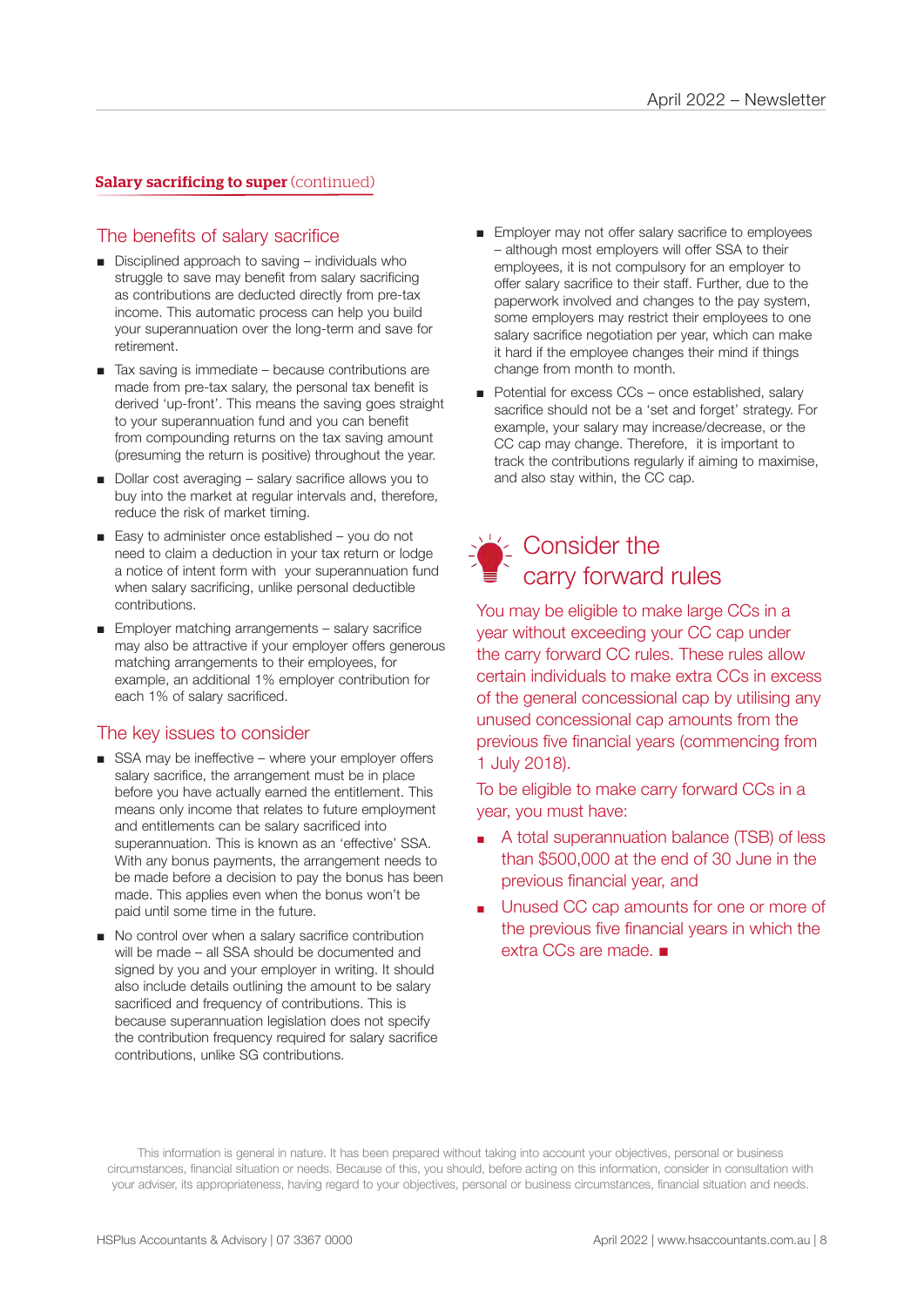**Salary sacrificing to super** (continued)

## The benefits of salary sacrifice

- Disciplined approach to saving – individuals who struggle to save may benefit from salary sacrificing as contributions are deducted directly from pre-tax income. This automatic process can help you build your superannuation over the long-term and save for retirement.
- Tax saving is immediate – because contributions are made from pre-tax salary, the personal tax benefit is derived 'up-front'. This means the saving goes straight to your superannuation fund and you can benefit from compounding returns on the tax saving amount (presuming the return is positive) throughout the year.
- Dollar cost averaging – salary sacrifice allows you to buy into the market at regular intervals and, therefore, reduce the risk of market timing.
- Easy to administer once established – you do not need to claim a deduction in your tax return or lodge a notice of intent form with your superannuation fund when salary sacrificing, unlike personal deductible contributions.
- Employer matching arrangements – salary sacrifice may also be attractive if your employer offers generous matching arrangements to their employees, for example, an additional 1% employer contribution for each 1% of salary sacrificed.

## The key issues to consider

- SSA may be ineffective – where your employer offers salary sacrifice, the arrangement must be in place before you have actually earned the entitlement. This means only income that relates to future employment and entitlements can be salary sacrificed into superannuation. This is known as an 'effective' SSA. With any bonus payments, the arrangement needs to be made before a decision to pay the bonus has been made. This applies even when the bonus won't be paid until some time in the future.
- No control over when a salary sacrifice contribution will be made – all SSA should be documented and signed by you and your employer in writing. It should also include details outlining the amount to be salary sacrificed and frequency of contributions. This is because superannuation legislation does not specify the contribution frequency required for salary sacrifice contributions, unlike SG contributions.
- Employer may not offer salary sacrifice to employees – although most employers will offer SSA to their employees, it is not compulsory for an employer to offer salary sacrifice to their staff. Further, due to the paperwork involved and changes to the pay system, some employers may restrict their employees to one salary sacrifice negotiation per year, which can make it hard if the employee changes their mind if things change from month to month.
- Potential for excess CCs – once established, salary sacrifice should not be a 'set and forget' strategy. For example, your salary may increase/decrease, or the CC cap may change. Therefore, it is important to track the contributions regularly if aiming to maximise, and also stay within, the CC cap.

## Consider the carry forward rules

You may be eligible to make large CCs in a year without exceeding your CC cap under the carry forward CC rules. These rules allow certain individuals to make extra CCs in excess of the general concessional cap by utilising any unused concessional cap amounts from the previous five financial years (commencing from 1 July 2018).

To be eligible to make carry forward CCs in a year, you must have:

- A total superannuation balance (TSB) of less than $500,000 at the end of 30 June in the previous financial year, and
- Unused CC cap amounts for one or more of the previous five financial years in which the extra CCs are made. ■

This information is general in nature. It has been prepared without taking into account your objectives, personal or business circumstances, financial situation or needs. Because of this, you should, before acting on this information, consider in consultation with your adviser, its appropriateness, having regard to your objectives, personal or business circumstances, financial situation and needs.